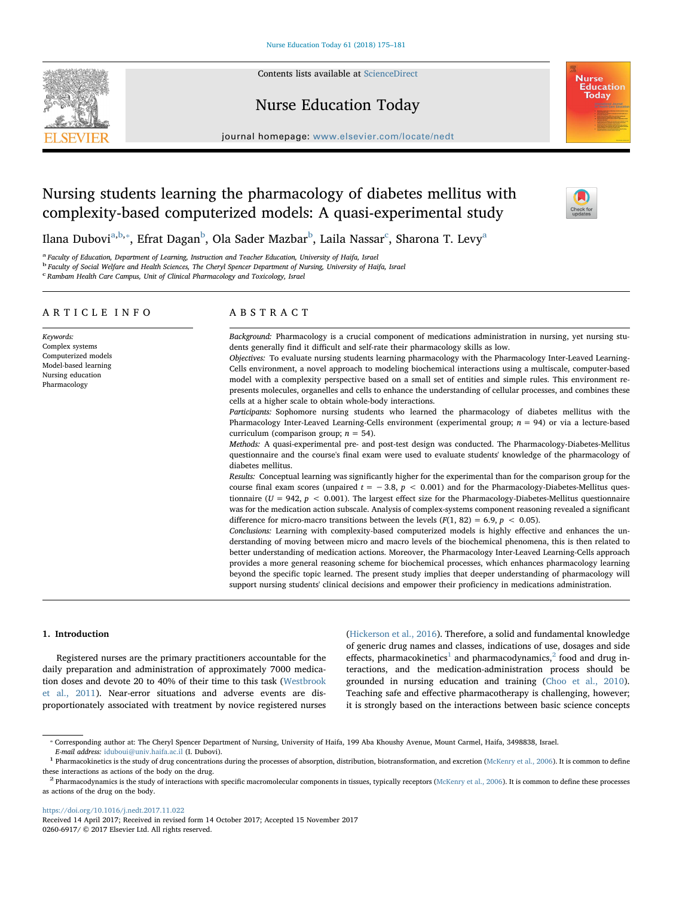# Nursing students learning the pharmacology of diabetes mellitus with complexity-based computerized models: A quasi-experimental study

Ilana Dubovi[a,b,*], Efrat Dagan[b], Ola Sader Mazbar[b], Laila Nassar[c], Sharona T. Levy[a]

[a] Faculty of Education, Department of Learning, Instruction and Teacher Education, University of Haifa, Israel
[b] Faculty of Social Welfare and Health Sciences, The Cheryl Spencer Department of Nursing, University of Haifa, Israel
[c] Rambam Health Care Campus, Unit of Clinical Pharmacology and Toxicology, Israel

## ARTICLE INFO

*Keywords:*
Complex systems
Computerized models
Model-based learning
Nursing education
Pharmacology

## ABSTRACT

*Background:* Pharmacology is a crucial component of medications administration in nursing, yet nursing students generally find it difficult and self-rate their pharmacology skills as low.

*Objectives:* To evaluate nursing students learning pharmacology with the Pharmacology Inter-Leaved Learning-Cells environment, a novel approach to modeling biochemical interactions using a multiscale, computer-based model with a complexity perspective based on a small set of entities and simple rules. This environment represents molecules, organelles and cells to enhance the understanding of cellular processes, and combines these cells at a higher scale to obtain whole-body interactions.

*Participants:* Sophomore nursing students who learned the pharmacology of diabetes mellitus with the Pharmacology Inter-Leaved Learning-Cells environment (experimental group; $n = 94$) or via a lecture-based curriculum (comparison group; $n = 54$).

*Methods:* A quasi-experimental pre- and post-test design was conducted. The Pharmacology-Diabetes-Mellitus questionnaire and the course's final exam were used to evaluate students' knowledge of the pharmacology of diabetes mellitus.

*Results:* Conceptual learning was significantly higher for the experimental than for the comparison group for the course final exam scores (unpaired $t = -3.8$, $p < 0.001$) and for the Pharmacology-Diabetes-Mellitus questionnaire ($U = 942$, $p < 0.001$). The largest effect size for the Pharmacology-Diabetes-Mellitus questionnaire was for the medication action subscale. Analysis of complex-systems component reasoning revealed a significant difference for micro-macro transitions between the levels ($F(1, 82) = 6.9$, $p < 0.05$).

*Conclusions:* Learning with complexity-based computerized models is highly effective and enhances the understanding of moving between micro and macro levels of the biochemical phenomena, this is then related to better understanding of medication actions. Moreover, the Pharmacology Inter-Leaved Learning-Cells approach provides a more general reasoning scheme for biochemical processes, which enhances pharmacology learning beyond the specific topic learned. The present study implies that deeper understanding of pharmacology will support nursing students' clinical decisions and empower their proficiency in medications administration.

## 1. Introduction

Registered nurses are the primary practitioners accountable for the daily preparation and administration of approximately 7000 medication doses and devote 20 to 40% of their time to this task (Westbrook et al., 2011). Near-error situations and adverse events are disproportionately associated with treatment by novice registered nurses (Hickerson et al., 2016). Therefore, a solid and fundamental knowledge of generic drug names and classes, indications of use, dosages and side effects, pharmacokinetics[1] and pharmacodynamics,[2] food and drug interactions, and the medication-administration process should be grounded in nursing education and training (Choo et al., 2010). Teaching safe and effective pharmacotherapy is challenging, however; it is strongly based on the interactions between basic science concepts

* Corresponding author at: The Cheryl Spencer Department of Nursing, University of Haifa, 199 Aba Khoushy Avenue, Mount Carmel, Haifa, 3498838, Israel.
*E-mail address:* iduboui@univ.haifa.ac.il (I. Dubovi).

[1] Pharmacokinetics is the study of drug concentrations during the processes of absorption, distribution, biotransformation, and excretion (McKenry et al., 2006). It is common to define these interactions as actions of the body on the drug.

[2] Pharmacodynamics is the study of interactions with specific macromolecular components in tissues, typically receptors (McKenry et al., 2006). It is common to define these processes as actions of the drug on the body.

https://doi.org/10.1016/j.nedt.2017.11.022
Received 14 April 2017; Received in revised form 14 October 2017; Accepted 15 November 2017
0260-6917/ © 2017 Elsevier Ltd. All rights reserved.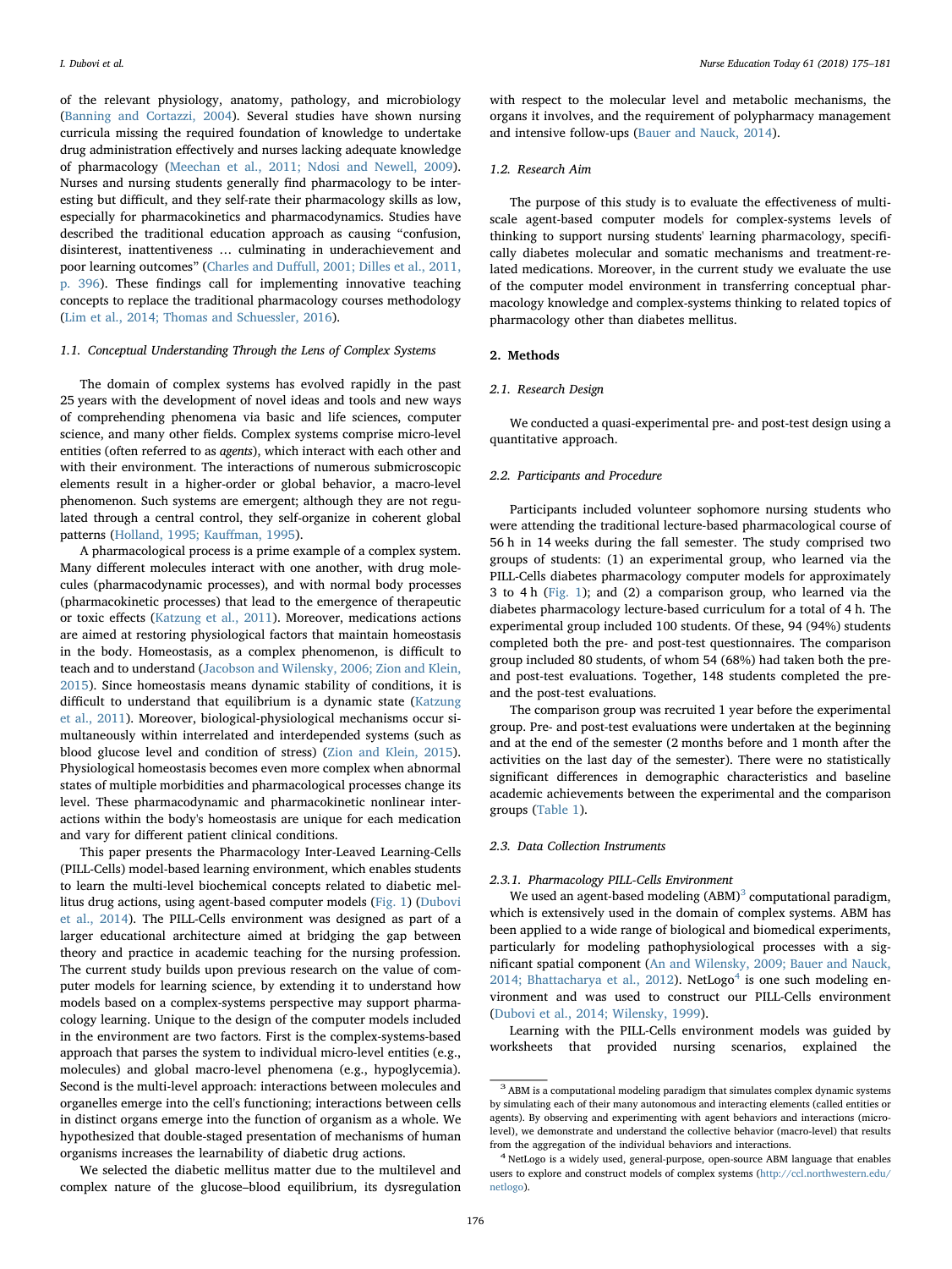of the relevant physiology, anatomy, pathology, and microbiology (Banning and Cortazzi, 2004). Several studies have shown nursing curricula missing the required foundation of knowledge to undertake drug administration effectively and nurses lacking adequate knowledge of pharmacology (Meechan et al., 2011; Ndosi and Newell, 2009). Nurses and nursing students generally find pharmacology to be interesting but difficult, and they self-rate their pharmacology skills as low, especially for pharmacokinetics and pharmacodynamics. Studies have described the traditional education approach as causing "confusion, disinterest, inattentiveness … culminating in underachievement and poor learning outcomes" (Charles and Duffull, 2001; Dilles et al., 2011, p. 396). These findings call for implementing innovative teaching concepts to replace the traditional pharmacology courses methodology (Lim et al., 2014; Thomas and Schuessler, 2016).

### 1.1. Conceptual Understanding Through the Lens of Complex Systems

The domain of complex systems has evolved rapidly in the past 25 years with the development of novel ideas and tools and new ways of comprehending phenomena via basic and life sciences, computer science, and many other fields. Complex systems comprise micro-level entities (often referred to as *agents*), which interact with each other and with their environment. The interactions of numerous submicroscopic elements result in a higher-order or global behavior, a macro-level phenomenon. Such systems are emergent; although they are not regulated through a central control, they self-organize in coherent global patterns (Holland, 1995; Kauffman, 1995).

A pharmacological process is a prime example of a complex system. Many different molecules interact with one another, with drug molecules (pharmacodynamic processes), and with normal body processes (pharmacokinetic processes) that lead to the emergence of therapeutic or toxic effects (Katzung et al., 2011). Moreover, medications actions are aimed at restoring physiological factors that maintain homeostasis in the body. Homeostasis, as a complex phenomenon, is difficult to teach and to understand (Jacobson and Wilensky, 2006; Zion and Klein, 2015). Since homeostasis means dynamic stability of conditions, it is difficult to understand that equilibrium is a dynamic state (Katzung et al., 2011). Moreover, biological-physiological mechanisms occur simultaneously within interrelated and interdepended systems (such as blood glucose level and condition of stress) (Zion and Klein, 2015). Physiological homeostasis becomes even more complex when abnormal states of multiple morbidities and pharmacological processes change its level. These pharmacodynamic and pharmacokinetic nonlinear interactions within the body's homeostasis are unique for each medication and vary for different patient clinical conditions.

This paper presents the Pharmacology Inter-Leaved Learning-Cells (PILL-Cells) model-based learning environment, which enables students to learn the multi-level biochemical concepts related to diabetic mellitus drug actions, using agent-based computer models (Fig. 1) (Dubovi et al., 2014). The PILL-Cells environment was designed as part of a larger educational architecture aimed at bridging the gap between theory and practice in academic teaching for the nursing profession. The current study builds upon previous research on the value of computer models for learning science, by extending it to understand how models based on a complex-systems perspective may support pharmacology learning. Unique to the design of the computer models included in the environment are two factors. First is the complex-systems-based approach that parses the system to individual micro-level entities (e.g., molecules) and global macro-level phenomena (e.g., hypoglycemia). Second is the multi-level approach: interactions between molecules and organelles emerge into the cell's functioning; interactions between cells in distinct organs emerge into the function of organism as a whole. We hypothesized that double-staged presentation of mechanisms of human organisms increases the learnability of diabetic drug actions.

We selected the diabetic mellitus matter due to the multilevel and complex nature of the glucose–blood equilibrium, its dysregulation with respect to the molecular level and metabolic mechanisms, the organs it involves, and the requirement of polypharmacy management and intensive follow-ups (Bauer and Nauck, 2014).

### 1.2. Research Aim

The purpose of this study is to evaluate the effectiveness of multi-scale agent-based computer models for complex-systems levels of thinking to support nursing students' learning pharmacology, specifically diabetes molecular and somatic mechanisms and treatment-related medications. Moreover, in the current study we evaluate the use of the computer model environment in transferring conceptual pharmacology knowledge and complex-systems thinking to related topics of pharmacology other than diabetes mellitus.

## 2. Methods

### 2.1. Research Design

We conducted a quasi-experimental pre- and post-test design using a quantitative approach.

### 2.2. Participants and Procedure

Participants included volunteer sophomore nursing students who were attending the traditional lecture-based pharmacological course of 56 h in 14 weeks during the fall semester. The study comprised two groups of students: (1) an experimental group, who learned via the PILL-Cells diabetes pharmacology computer models for approximately 3 to 4 h (Fig. 1); and (2) a comparison group, who learned via the diabetes pharmacology lecture-based curriculum for a total of 4 h. The experimental group included 100 students. Of these, 94 (94%) students completed both the pre- and post-test questionnaires. The comparison group included 80 students, of whom 54 (68%) had taken both the pre- and post-test evaluations. Together, 148 students completed the pre- and the post-test evaluations.

The comparison group was recruited 1 year before the experimental group. Pre- and post-test evaluations were undertaken at the beginning and at the end of the semester (2 months before and 1 month after the activities on the last day of the semester). There were no statistically significant differences in demographic characteristics and baseline academic achievements between the experimental and the comparison groups (Table 1).

### 2.3. Data Collection Instruments

#### 2.3.1. Pharmacology PILL-Cells Environment

We used an agent-based modeling (ABM)[3] computational paradigm, which is extensively used in the domain of complex systems. ABM has been applied to a wide range of biological and biomedical experiments, particularly for modeling pathophysiological processes with a significant spatial component (An and Wilensky, 2009; Bauer and Nauck, 2014; Bhattacharya et al., 2012). NetLogo[4] is one such modeling environment and was used to construct our PILL-Cells environment (Dubovi et al., 2014; Wilensky, 1999).

Learning with the PILL-Cells environment models was guided by worksheets that provided nursing scenarios, explained the

[3] ABM is a computational modeling paradigm that simulates complex dynamic systems by simulating each of their many autonomous and interacting elements (called entities or agents). By observing and experimenting with agent behaviors and interactions (micro-level), we demonstrate and understand the collective behavior (macro-level) that results from the aggregation of the individual behaviors and interactions.

[4] NetLogo is a widely used, general-purpose, open-source ABM language that enables users to explore and construct models of complex systems (http://ccl.northwestern.edu/netlogo).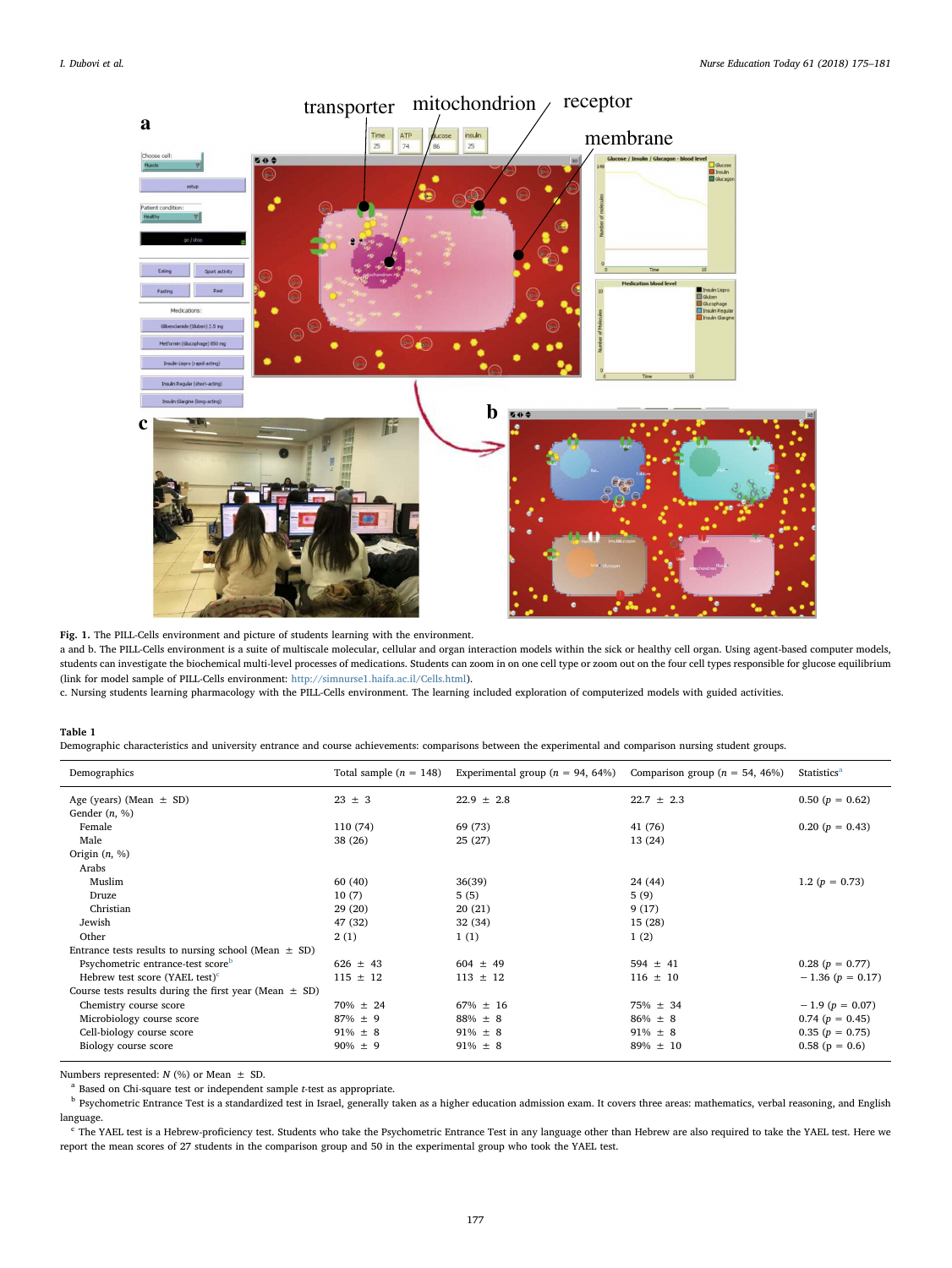**Fig. 1.** The PILL-Cells environment and picture of students learning with the environment.

a and b. The PILL-Cells environment is a suite of multiscale molecular, cellular and organ interaction models within the sick or healthy cell organ. Using agent-based computer models, students can investigate the biochemical multi-level processes of medications. Students can zoom in on one cell type or zoom out on the four cell types responsible for glucose equilibrium (link for model sample of PILL-Cells environment: http://simnurse1.haifa.ac.il/Cells.html).

c. Nursing students learning pharmacology with the PILL-Cells environment. The learning included exploration of computerized models with guided activities.

**Table 1**

Demographic characteristics and university entrance and course achievements: comparisons between the experimental and comparison nursing student groups.

| Demographics | Total sample ($n$ = 148) | Experimental group ($n$ = 94, 64%) | Comparison group ($n$ = 54, 46%) | Statistics[a] |
|---|---|---|---|---|
| Age (years) (Mean ± SD) | 23 ± 3 | 22.9 ± 2.8 | 22.7 ± 2.3 | 0.50 ($p$ = 0.62) |
| Gender ($n$, %) | | | | |
| Female | 110 (74) | 69 (73) | 41 (76) | 0.20 ($p$ = 0.43) |
| Male | 38 (26) | 25 (27) | 13 (24) | |
| Origin ($n$, %) | | | | |
| Arabs | | | | |
| Muslim | 60 (40) | 36(39) | 24 (44) | 1.2 ($p$ = 0.73) |
| Druze | 10 (7) | 5 (5) | 5 (9) | |
| Christian | 29 (20) | 20 (21) | 9 (17) | |
| Jewish | 47 (32) | 32 (34) | 15 (28) | |
| Other | 2 (1) | 1 (1) | 1 (2) | |
| Entrance tests results to nursing school (Mean ± SD) | | | | |
| Psychometric entrance-test score[b] | 626 ± 43 | 604 ± 49 | 594 ± 41 | 0.28 ($p$ = 0.77) |
| Hebrew test score (YAEL test)[c] | 115 ± 12 | 113 ± 12 | 116 ± 10 | − 1.36 ($p$ = 0.17) |
| Course tests results during the first year (Mean ± SD) | | | | |
| Chemistry course score | 70% ± 24 | 67% ± 16 | 75% ± 34 | − 1.9 ($p$ = 0.07) |
| Microbiology course score | 87% ± 9 | 88% ± 8 | 86% ± 8 | 0.74 ($p$ = 0.45) |
| Cell-biology course score | 91% ± 8 | 91% ± 8 | 91% ± 8 | 0.35 ($p$ = 0.75) |
| Biology course score | 90% ± 9 | 91% ± 8 | 89% ± 10 | 0.58 (p = 0.6) |

Numbers represented: $N$ (%) or Mean ± SD.

[a] Based on Chi-square test or independent sample $t$-test as appropriate.

[b] Psychometric Entrance Test is a standardized test in Israel, generally taken as a higher education admission exam. It covers three areas: mathematics, verbal reasoning, and English language.

[c] The YAEL test is a Hebrew-proficiency test. Students who take the Psychometric Entrance Test in any language other than Hebrew are also required to take the YAEL test. Here we report the mean scores of 27 students in the comparison group and 50 in the experimental group who took the YAEL test.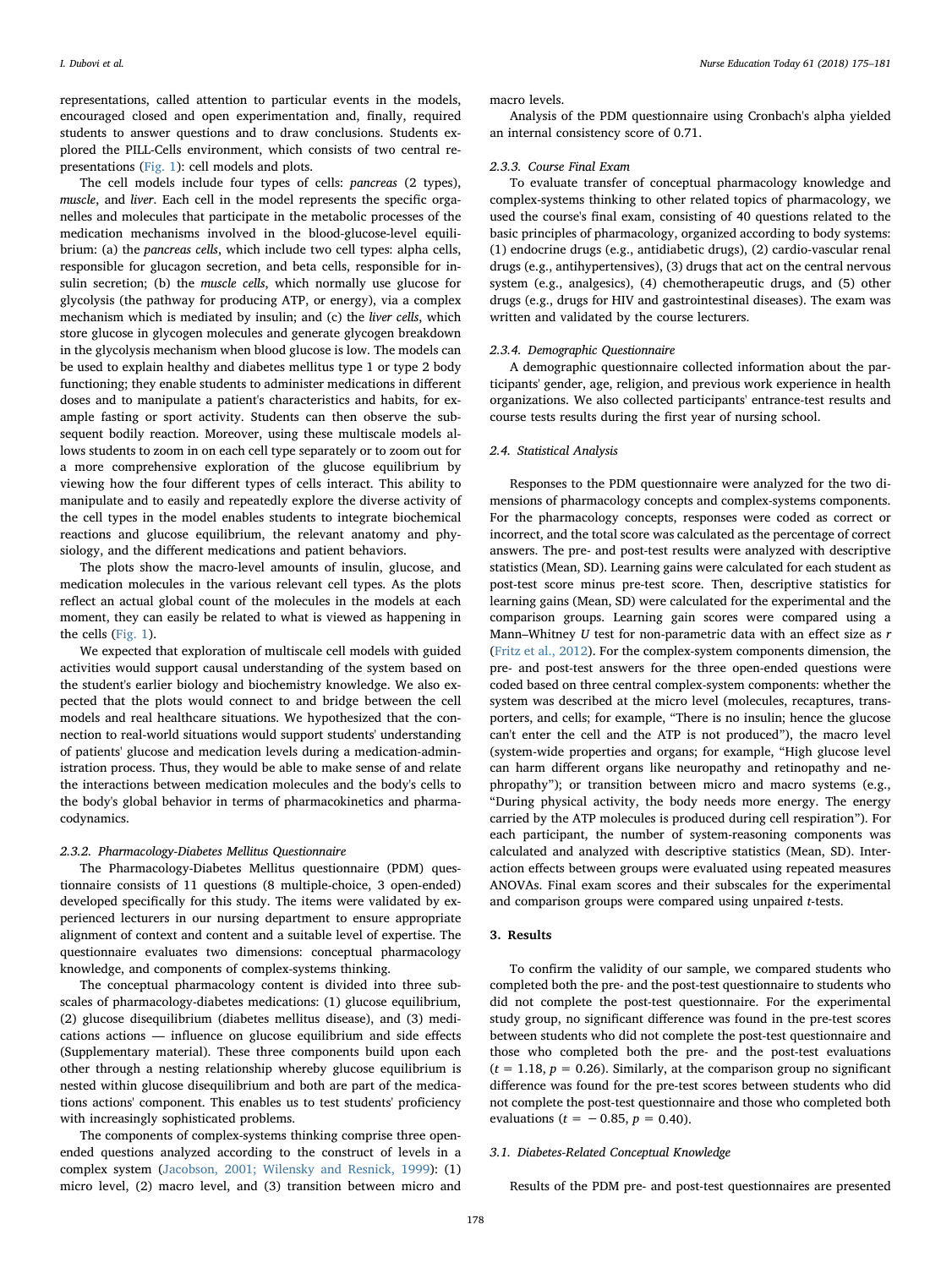representations, called attention to particular events in the models, encouraged closed and open experimentation and, finally, required students to answer questions and to draw conclusions. Students explored the PILL-Cells environment, which consists of two central representations (Fig. 1): cell models and plots.

The cell models include four types of cells: *pancreas* (2 types), *muscle*, and *liver*. Each cell in the model represents the specific organelles and molecules that participate in the metabolic processes of the medication mechanisms involved in the blood-glucose-level equilibrium: (a) the *pancreas cells*, which include two cell types: alpha cells, responsible for glucagon secretion, and beta cells, responsible for insulin secretion; (b) the *muscle cells*, which normally use glucose for glycolysis (the pathway for producing ATP, or energy), via a complex mechanism which is mediated by insulin; and (c) the *liver cells*, which store glucose in glycogen molecules and generate glycogen breakdown in the glycolysis mechanism when blood glucose is low. The models can be used to explain healthy and diabetes mellitus type 1 or type 2 body functioning; they enable students to administer medications in different doses and to manipulate a patient's characteristics and habits, for example fasting or sport activity. Students can then observe the subsequent bodily reaction. Moreover, using these multiscale models allows students to zoom in on each cell type separately or to zoom out for a more comprehensive exploration of the glucose equilibrium by viewing how the four different types of cells interact. This ability to manipulate and to easily and repeatedly explore the diverse activity of the cell types in the model enables students to integrate biochemical reactions and glucose equilibrium, the relevant anatomy and physiology, and the different medications and patient behaviors.

The plots show the macro-level amounts of insulin, glucose, and medication molecules in the various relevant cell types. As the plots reflect an actual global count of the molecules in the models at each moment, they can easily be related to what is viewed as happening in the cells (Fig. 1).

We expected that exploration of multiscale cell models with guided activities would support causal understanding of the system based on the student's earlier biology and biochemistry knowledge. We also expected that the plots would connect to and bridge between the cell models and real healthcare situations. We hypothesized that the connection to real-world situations would support students' understanding of patients' glucose and medication levels during a medication-administration process. Thus, they would be able to make sense of and relate the interactions between medication molecules and the body's cells to the body's global behavior in terms of pharmacokinetics and pharmacodynamics.

#### 2.3.2. Pharmacology-Diabetes Mellitus Questionnaire

The Pharmacology-Diabetes Mellitus questionnaire (PDM) questionnaire consists of 11 questions (8 multiple-choice, 3 open-ended) developed specifically for this study. The items were validated by experienced lecturers in our nursing department to ensure appropriate alignment of context and content and a suitable level of expertise. The questionnaire evaluates two dimensions: conceptual pharmacology knowledge, and components of complex-systems thinking.

The conceptual pharmacology content is divided into three subscales of pharmacology-diabetes medications: (1) glucose equilibrium, (2) glucose disequilibrium (diabetes mellitus disease), and (3) medications actions — influence on glucose equilibrium and side effects (Supplementary material). These three components build upon each other through a nesting relationship whereby glucose equilibrium is nested within glucose disequilibrium and both are part of the medications actions' component. This enables us to test students' proficiency with increasingly sophisticated problems.

The components of complex-systems thinking comprise three open-ended questions analyzed according to the construct of levels in a complex system (Jacobson, 2001; Wilensky and Resnick, 1999): (1) micro level, (2) macro level, and (3) transition between micro and macro levels.

Analysis of the PDM questionnaire using Cronbach's alpha yielded an internal consistency score of 0.71.

#### 2.3.3. Course Final Exam

To evaluate transfer of conceptual pharmacology knowledge and complex-systems thinking to other related topics of pharmacology, we used the course's final exam, consisting of 40 questions related to the basic principles of pharmacology, organized according to body systems: (1) endocrine drugs (e.g., antidiabetic drugs), (2) cardio-vascular renal drugs (e.g., antihypertensives), (3) drugs that act on the central nervous system (e.g., analgesics), (4) chemotherapeutic drugs, and (5) other drugs (e.g., drugs for HIV and gastrointestinal diseases). The exam was written and validated by the course lecturers.

#### 2.3.4. Demographic Questionnaire

A demographic questionnaire collected information about the participants' gender, age, religion, and previous work experience in health organizations. We also collected participants' entrance-test results and course tests results during the first year of nursing school.

### 2.4. Statistical Analysis

Responses to the PDM questionnaire were analyzed for the two dimensions of pharmacology concepts and complex-systems components. For the pharmacology concepts, responses were coded as correct or incorrect, and the total score was calculated as the percentage of correct answers. The pre- and post-test results were analyzed with descriptive statistics (Mean, SD). Learning gains were calculated for each student as post-test score minus pre-test score. Then, descriptive statistics for learning gains (Mean, SD) were calculated for the experimental and the comparison groups. Learning gain scores were compared using a Mann–Whitney $U$ test for non-parametric data with an effect size as $r$ (Fritz et al., 2012). For the complex-system components dimension, the pre- and post-test answers for the three open-ended questions were coded based on three central complex-system components: whether the system was described at the micro level (molecules, recaptures, transporters, and cells; for example, "There is no insulin; hence the glucose can't enter the cell and the ATP is not produced"), the macro level (system-wide properties and organs; for example, "High glucose level can harm different organs like neuropathy and retinopathy and nephropathy"); or transition between micro and macro systems (e.g., "During physical activity, the body needs more energy. The energy carried by the ATP molecules is produced during cell respiration"). For each participant, the number of system-reasoning components was calculated and analyzed with descriptive statistics (Mean, SD). Interaction effects between groups were evaluated using repeated measures ANOVAs. Final exam scores and their subscales for the experimental and comparison groups were compared using unpaired $t$-tests.

## 3. Results

To confirm the validity of our sample, we compared students who completed both the pre- and the post-test questionnaire to students who did not complete the post-test questionnaire. For the experimental study group, no significant difference was found in the pre-test scores between students who did not complete the post-test questionnaire and those who completed both the pre- and the post-test evaluations ($t = 1.18$, $p = 0.26$). Similarly, at the comparison group no significant difference was found for the pre-test scores between students who did not complete the post-test questionnaire and those who completed both evaluations ($t = -0.85$, $p = 0.40$).

### 3.1. Diabetes-Related Conceptual Knowledge

Results of the PDM pre- and post-test questionnaires are presented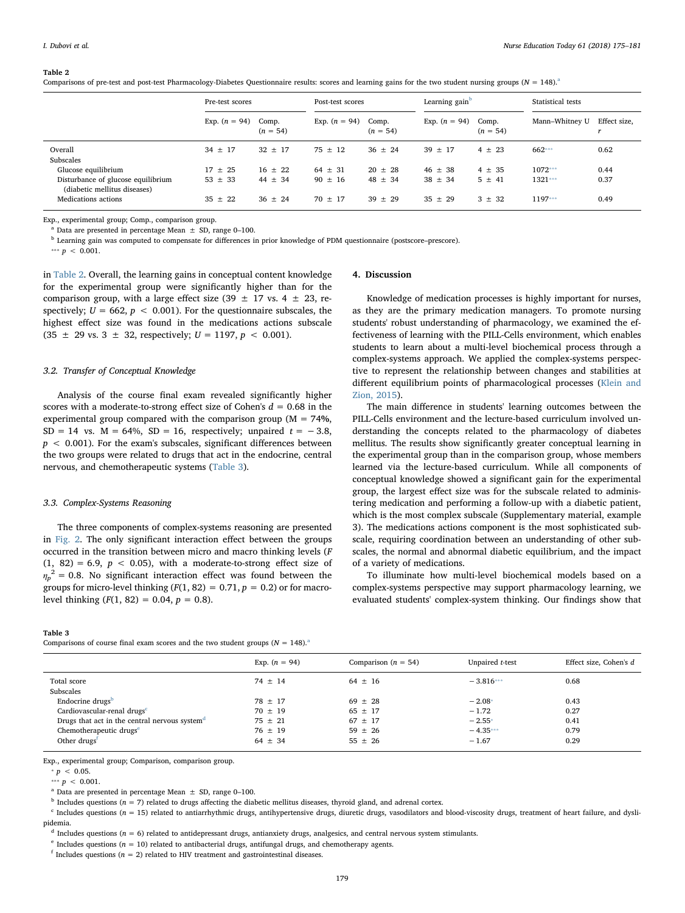**Table 2**
Comparisons of pre-test and post-test Pharmacology-Diabetes Questionnaire results: scores and learning gains for the two student nursing groups ($N$ = 148).[a]

| | Pre-test scores | | Post-test scores | | Learning gain[b] | | Statistical tests | |
|---|---|---|---|---|---|---|---|---|
| | Exp. ($n$ = 94) | Comp. ($n$ = 54) | Exp. ($n$ = 94) | Comp. ($n$ = 54) | Exp. ($n$ = 94) | Comp. ($n$ = 54) | Mann–Whitney U | Effect size, $r$ |
| Overall | 34 ± 17 | 32 ± 17 | 75 ± 12 | 36 ± 24 | 39 ± 17 | 4 ± 23 | 662*** | 0.62 |
| Subscales | | | | | | | | |
| Glucose equilibrium | 17 ± 25 | 16 ± 22 | 64 ± 31 | 20 ± 28 | 46 ± 38 | 4 ± 35 | 1072*** | 0.44 |
| Disturbance of glucose equilibrium (diabetic mellitus diseases) | 53 ± 33 | 44 ± 34 | 90 ± 16 | 48 ± 34 | 38 ± 34 | 5 ± 41 | 1321*** | 0.37 |
| Medications actions | 35 ± 22 | 36 ± 24 | 70 ± 17 | 39 ± 29 | 35 ± 29 | 3 ± 32 | 1197*** | 0.49 |

Exp., experimental group; Comp., comparison group.
[a] Data are presented in percentage Mean ± SD, range 0–100.
[b] Learning gain was computed to compensate for differences in prior knowledge of PDM questionnaire (postscore–prescore).
*** $p < 0.001$.

in Table 2. Overall, the learning gains in conceptual content knowledge for the experimental group were significantly higher than for the comparison group, with a large effect size (39 ± 17 vs. 4 ± 23, respectively; $U$ = 662, $p < 0.001$). For the questionnaire subscales, the highest effect size was found in the medications actions subscale (35 ± 29 vs. 3 ± 32, respectively; $U$ = 1197, $p < 0.001$).

### 3.2. Transfer of Conceptual Knowledge

Analysis of the course final exam revealed significantly higher scores with a moderate-to-strong effect size of Cohen's $d$ = 0.68 in the experimental group compared with the comparison group (M = 74%, SD = 14 vs. M = 64%, SD = 16, respectively; unpaired $t$ = −3.8, $p < 0.001$). For the exam's subscales, significant differences between the two groups were related to drugs that act in the endocrine, central nervous, and chemotherapeutic systems (Table 3).

### 3.3. Complex-Systems Reasoning

The three components of complex-systems reasoning are presented in Fig. 2. The only significant interaction effect between the groups occurred in the transition between micro and macro thinking levels ($F$ (1, 82) = 6.9, $p < 0.05$), with a moderate-to-strong effect size of $\eta_p^2$ = 0.8. No significant interaction effect was found between the groups for micro-level thinking ($F$(1, 82) = 0.71, $p$ = 0.2) or for macro-level thinking ($F$(1, 82) = 0.04, $p$ = 0.8).

## 4. Discussion

Knowledge of medication processes is highly important for nurses, as they are the primary medication managers. To promote nursing students' robust understanding of pharmacology, we examined the effectiveness of learning with the PILL-Cells environment, which enables students to learn about a multi-level biochemical process through a complex-systems approach. We applied the complex-systems perspective to represent the relationship between changes and stabilities at different equilibrium points of pharmacological processes (Klein and Zion, 2015).

The main difference in students' learning outcomes between the PILL-Cells environment and the lecture-based curriculum involved understanding the concepts related to the pharmacology of diabetes mellitus. The results show significantly greater conceptual learning in the experimental group than in the comparison group, whose members learned via the lecture-based curriculum. While all components of conceptual knowledge showed a significant gain for the experimental group, the largest effect size was for the subscale related to administering medication and performing a follow-up with a diabetic patient, which is the most complex subscale (Supplementary material, example 3). The medications actions component is the most sophisticated subscale, requiring coordination between an understanding of other subscales, the normal and abnormal diabetic equilibrium, and the impact of a variety of medications.

To illuminate how multi-level biochemical models based on a complex-systems perspective may support pharmacology learning, we evaluated students' complex-system thinking. Our findings show that

**Table 3**
Comparisons of course final exam scores and the two student groups ($N$ = 148).[a]

| | Exp. ($n$ = 94) | Comparison ($n$ = 54) | Unpaired $t$-test | Effect size, Cohen's $d$ |
|---|---|---|---|---|
| Total score | 74 ± 14 | 64 ± 16 | −3.816*** | 0.68 |
| Subscales | | | | |
| Endocrine drugs[b] | 78 ± 17 | 69 ± 28 | −2.08* | 0.43 |
| Cardiovascular-renal drugs[c] | 70 ± 19 | 65 ± 17 | −1.72 | 0.27 |
| Drugs that act in the central nervous system[d] | 75 ± 21 | 67 ± 17 | −2.55* | 0.41 |
| Chemotherapeutic drugs[e] | 76 ± 19 | 59 ± 26 | −4.35*** | 0.79 |
| Other drugs[f] | 64 ± 34 | 55 ± 26 | −1.67 | 0.29 |

Exp., experimental group; Comparison, comparison group.
* $p < 0.05$.
*** $p < 0.001$.
[a] Data are presented in percentage Mean ± SD, range 0–100.
[b] Includes questions ($n$ = 7) related to drugs affecting the diabetic mellitus diseases, thyroid gland, and adrenal cortex.
[c] Includes questions ($n$ = 15) related to antiarrhythmic drugs, antihypertensive drugs, diuretic drugs, vasodilators and blood-viscosity drugs, treatment of heart failure, and dyslipidemia.
[d] Includes questions ($n$ = 6) related to antidepressant drugs, antianxiety drugs, analgesics, and central nervous system stimulants.
[e] Includes questions ($n$ = 10) related to antibacterial drugs, antifungal drugs, and chemotherapy agents.
[f] Includes questions ($n$ = 2) related to HIV treatment and gastrointestinal diseases.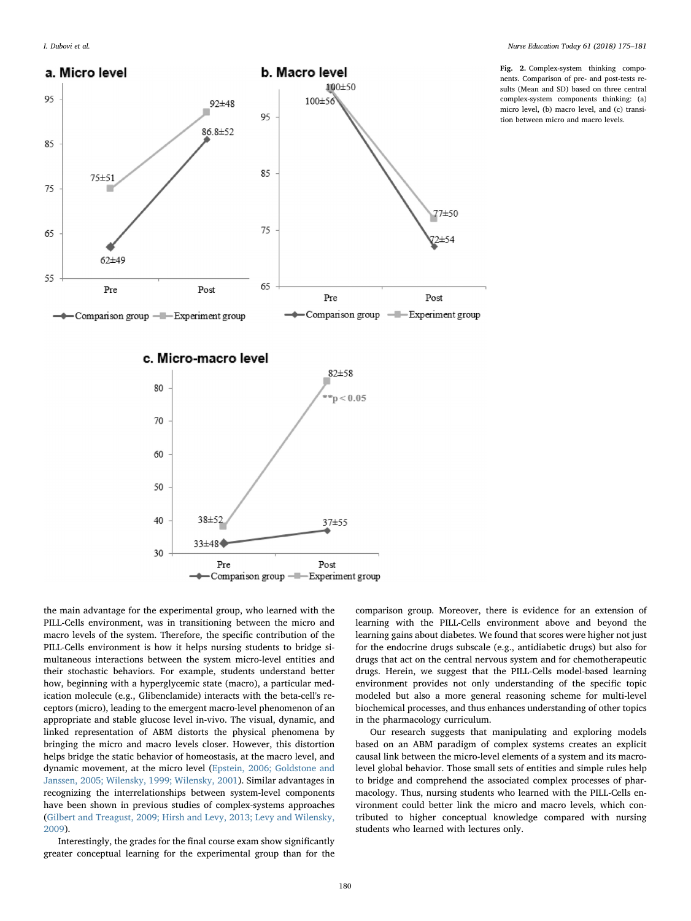a. Micro level

95, 85, 75, 65, 55

75±51

92±48

86.8±52

62±49

Pre Post

Comparison group Experiment group

b. Macro level

95, 85, 75, 65

100±50

100±56

77±50

72±54

Pre Post

Comparison group Experiment group

c. Micro-macro level

80, 70, 60, 50, 40, 30

82±58

**p < 0.05

38±52

37±55

33±48

Pre Post

Comparison group Experiment group

**Fig. 2.** Complex-system thinking components. Comparison of pre- and post-tests results (Mean and SD) based on three central complex-system components thinking: (a) micro level, (b) macro level, and (c) transition between micro and macro levels.

the main advantage for the experimental group, who learned with the PILL-Cells environment, was in transitioning between the micro and macro levels of the system. Therefore, the specific contribution of the PILL-Cells environment is how it helps nursing students to bridge simultaneous interactions between the system micro-level entities and their stochastic behaviors. For example, students understand better how, beginning with a hyperglycemic state (macro), a particular medication molecule (e.g., Glibenclamide) interacts with the beta-cell's receptors (micro), leading to the emergent macro-level phenomenon of an appropriate and stable glucose level in-vivo. The visual, dynamic, and linked representation of ABM distorts the physical phenomena by bringing the micro and macro levels closer. However, this distortion helps bridge the static behavior of homeostasis, at the macro level, and dynamic movement, at the micro level (Epstein, 2006; Goldstone and Janssen, 2005; Wilensky, 1999; Wilensky, 2001). Similar advantages in recognizing the interrelationships between system-level components have been shown in previous studies of complex-systems approaches (Gilbert and Treagust, 2009; Hirsh and Levy, 2013; Levy and Wilensky, 2009).

Interestingly, the grades for the final course exam show significantly greater conceptual learning for the experimental group than for the comparison group. Moreover, there is evidence for an extension of learning with the PILL-Cells environment above and beyond the learning gains about diabetes. We found that scores were higher not just for the endocrine drugs subscale (e.g., antidiabetic drugs) but also for drugs that act on the central nervous system and for chemotherapeutic drugs. Herein, we suggest that the PILL-Cells model-based learning environment provides not only understanding of the specific topic modeled but also a more general reasoning scheme for multi-level biochemical processes, and thus enhances understanding of other topics in the pharmacology curriculum.

Our research suggests that manipulating and exploring models based on an ABM paradigm of complex systems creates an explicit causal link between the micro-level elements of a system and its macro-level global behavior. Those small sets of entities and simple rules help to bridge and comprehend the associated complex processes of pharmacology. Thus, nursing students who learned with the PILL-Cells environment could better link the micro and macro levels, which contributed to higher conceptual knowledge compared with nursing students who learned with lectures only.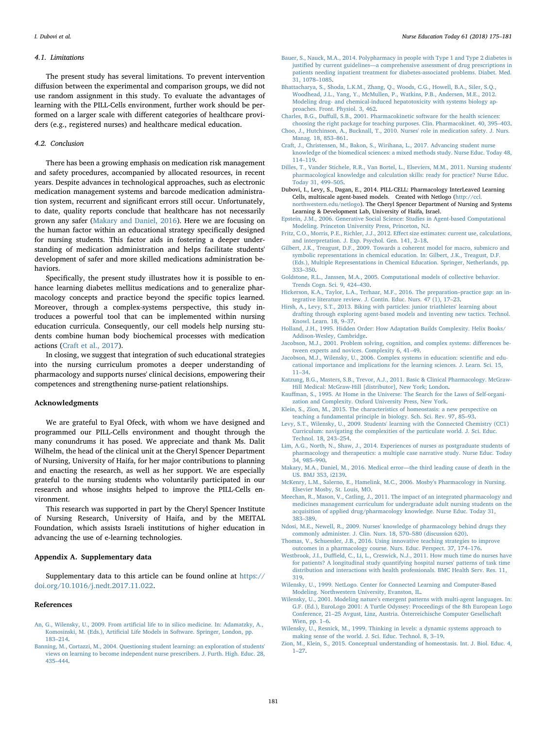### 4.1. Limitations

The present study has several limitations. To prevent intervention diffusion between the experimental and comparison groups, we did not use random assignment in this study. To evaluate the advantages of learning with the PILL-Cells environment, further work should be performed on a larger scale with different categories of healthcare providers (e.g., registered nurses) and healthcare medical education.

### 4.2. Conclusion

There has been a growing emphasis on medication risk management and safety procedures, accompanied by allocated resources, in recent years. Despite advances in technological approaches, such as electronic medication management systems and barcode medication administration system, recurrent and significant errors still occur. Unfortunately, to date, quality reports conclude that healthcare has not necessarily grown any safer (Makary and Daniel, 2016). Here we are focusing on the human factor within an educational strategy specifically designed for nursing students. This factor aids in fostering a deeper understanding of medication administration and helps facilitate students' development of safer and more skilled medications administration behaviors.

Specifically, the present study illustrates how it is possible to enhance learning diabetes mellitus medications and to generalize pharmacology concepts and practice beyond the specific topics learned. Moreover, through a complex-systems perspective, this study introduces a powerful tool that can be implemented within nursing education curricula. Consequently, our cell models help nursing students combine human body biochemical processes with medication actions (Craft et al., 2017).

In closing, we suggest that integration of such educational strategies into the nursing curriculum promotes a deeper understanding of pharmacology and supports nurses' clinical decisions, empowering their competences and strengthening nurse-patient relationships.

## Acknowledgments

We are grateful to Eyal Ofeck, with whom we have designed and programmed our PILL-Cells environment and thought through the many conundrums it has posed. We appreciate and thank Ms. Dalit Wilhelm, the head of the clinical unit at the Cheryl Spencer Department of Nursing, University of Haifa, for her major contributions to planning and enacting the research, as well as her support. We are especially grateful to the nursing students who voluntarily participated in our research and whose insights helped to improve the PILL-Cells environment.

This research was supported in part by the Cheryl Spencer Institute of Nursing Research, University of Haifa, and by the MEITAL Foundation, which assists Israeli institutions of higher education in advancing the use of e-learning technologies.

## Appendix A. Supplementary data

Supplementary data to this article can be found online at https://doi.org/10.1016/j.nedt.2017.11.022.

## References

An, G., Wilensky, U., 2009. From artificial life to in silico medicine. In: Adamatzky, A., Komosinski, M. (Eds.), Artificial Life Models in Software. Springer, London, pp. 183–214.

Banning, M., Cortazzi, M., 2004. Questioning student learning: an exploration of students' views on learning to become independent nurse prescribers. J. Furth. High. Educ. 28, 435–444.

Bauer, S., Nauck, M.A., 2014. Polypharmacy in people with Type 1 and Type 2 diabetes is justified by current guidelines—a comprehensive assessment of drug prescriptions in patients needing inpatient treatment for diabetes-associated problems. Diabet. Med. 31, 1078–1085.

Bhattacharya, S., Shoda, L.K.M., Zhang, Q., Woods, C.G., Howell, B.A., Siler, S.Q., Woodhead, J.L., Yang, Y., McMullen, P., Watkins, P.B., Andersen, M.E., 2012. Modeling drug- and chemical-induced hepatotoxicity with systems biology approaches. Front. Physiol. 3, 462.

Charles, B.G., Duffull, S.B., 2001. Pharmacokinetic software for the health sciences: choosing the right package for teaching purposes. Clin. Pharmacokinet. 40, 395–403.

Choo, J., Hutchinson, A., Bucknall, T., 2010. Nurses' role in medication safety. J. Nurs. Manag. 18, 853–861.

Craft, J., Christensen, M., Bakon, S., Wirihana, L., 2017. Advancing student nurse knowledge of the biomedical sciences: a mixed methods study. Nurse Educ. Today 48, 114–119.

Dilles, T., Vander Stichele, R.R., Van Bortel, L., Elseviers, M.M., 2011. Nursing students' pharmacological knowledge and calculation skills: ready for practice? Nurse Educ. Today 31, 499–505.

Dubovi, I., Levy, S., Dagan, E., 2014. PILL-CELL: Pharmacology InterLeaved Learning Cells, multiscale agent-based models. Created with Netlogo (http://ccl.northwestern.edu/netlogo). The Cheryl Spencer Department of Nursing and Systems Learning & Development Lab, University of Haifa, Israel.

Epstein, J.M., 2006. Generative Social Science: Studies in Agent-based Computational Modeling. Princeton University Press, Princeton, NJ.

Fritz, C.O., Morris, P.E., Richler, J.J., 2012. Effect size estimates: current use, calculations, and interpretation. J. Exp. Psychol. Gen. 141, 2–18.

Gilbert, J.K., Treagust, D.F., 2009. Towards a coherent model for macro, submicro and symbolic representations in chemical education. In: Gilbert, J.K., Treagust, D.F. (Eds.), Multiple Representations in Chemical Education. Springer, Netherlands, pp. 333–350.

Goldstone, R.L., Janssen, M.A., 2005. Computational models of collective behavior. Trends Cogn. Sci. 9, 424–430.

Hickerson, K.A., Taylor, L.A., Terhaar, M.F., 2016. The preparation–practice gap: an integrative literature review. J. Contin. Educ. Nurs. 47 (1), 17–23.

Hirsh, A., Levy, S.T., 2013. Biking with particles: junior triathletes' learning about drafting through exploring agent-based models and inventing new tactics. Technol. Knowl. Learn. 18, 9–37.

Holland, J.H., 1995. Hidden Order: How Adaptation Builds Complexity. Helix Books/Addison-Wesley, Cambridge.

Jacobson, M.J., 2001. Problem solving, cognition, and complex systems: differences between experts and novices. Complexity 6, 41–49.

Jacobson, M.J., Wilensky, U., 2006. Complex systems in education: scientific and educational importance and implications for the learning sciences. J. Learn. Sci. 15, 11–34.

Katzung, B.G., Masters, S.B., Trevor, A.J., 2011. Basic & Clinical Pharmacology. McGraw-Hill Medical: McGraw-Hill [distributor], New York; London.

Kauffman, S., 1995. At Home in the Universe: The Search for the Laws of Self-organization and Complexity. Oxford University Press, New York.

Klein, S., Zion, M., 2015. The characteristics of homeostasis: a new perspective on teaching a fundamental principle in biology. Sch. Sci. Rev. 97, 85–93.

Levy, S.T., Wilensky, U., 2009. Students' learning with the Connected Chemistry (CC1) Curriculum: navigating the complexities of the particulate world. J. Sci. Educ. Technol. 18, 243–254.

Lim, A.G., North, N., Shaw, J., 2014. Experiences of nurses as postgraduate students of pharmacology and therapeutics: a multiple case narrative study. Nurse Educ. Today 34, 985–990.

Makary, M.A., Daniel, M., 2016. Medical error—the third leading cause of death in the US. BMJ 353, i2139.

McKenry, L.M., Salerno, E., Hamelink, M.C., 2006. Mosby's Pharmacology in Nursing. Elsevier Mosby, St. Louis, MO.

Meechan, R., Mason, V., Catling, J., 2011. The impact of an integrated pharmacology and medicines management curriculum for undergraduate adult nursing students on the acquisition of applied drug/pharmacology knowledge. Nurse Educ. Today 31, 383–389.

Ndosi, M.E., Newell, R., 2009. Nurses' knowledge of pharmacology behind drugs they commonly administer. J. Clin. Nurs. 18, 570–580 (discussion 620).

Thomas, V., Schuessler, J.B., 2016. Using innovative teaching strategies to improve outcomes in a pharmacology course. Nurs. Educ. Perspect. 37, 174–176.

Westbrook, J.I., Duffield, C., Li, L., Creswick, N.J., 2011. How much time do nurses have for patients? A longitudinal study quantifying hospital nurses' patterns of task time distribution and interactions with health professionals. BMC Health Serv. Res. 11, 319.

Wilensky, U., 1999. NetLogo. Center for Connected Learning and Computer-Based Modeling. Northwestern University, Evanston, IL.

Wilensky, U., 2001. Modeling nature's emergent patterns with multi-agent languages. In: G.F. (Ed.), EuroLogo 2001: A Turtle Odyssey: Proceedings of the 8th European Logo Conference, 21–25 Avgust, Linz, Austria. Österreichische Computer Gesellschaft Wien, pp. 1–6.

Wilensky, U., Resnick, M., 1999. Thinking in levels: a dynamic systems approach to making sense of the world. J. Sci. Educ. Technol. 8, 3–19.

Zion, M., Klein, S., 2015. Conceptual understanding of homeostasis. Int. J. Biol. Educ. 4, 1–27.